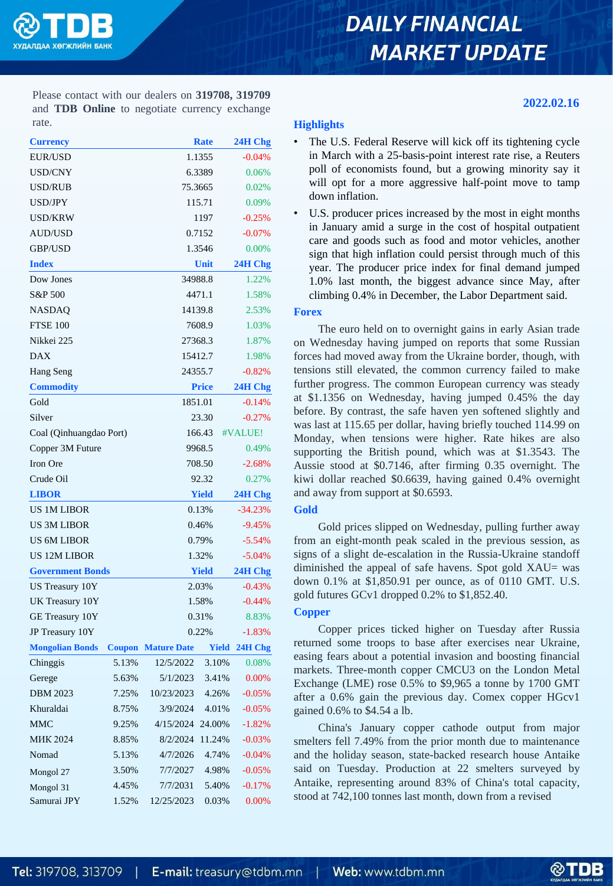# DAILY FINANCIAL MARKET UPDATE

Please contact with our dealers on **319708, 319709** and **TDB Online** to negotiate currency exchange rate.

**2022.02.16**

| Currency | Rate | 24H Chg |
|---|---|---|
| EUR/USD | 1.1355 | -0.04% |
| USD/CNY | 6.3389 | 0.06% |
| USD/RUB | 75.3665 | 0.02% |
| USD/JPY | 115.71 | 0.09% |
| USD/KRW | 1197 | -0.25% |
| AUD/USD | 0.7152 | -0.07% |
| GBP/USD | 1.3546 | 0.00% |
| **Index** | **Unit** | **24H Chg** |
| Dow Jones | 34988.8 | 1.22% |
| S&P 500 | 4471.1 | 1.58% |
| NASDAQ | 14139.8 | 2.53% |
| FTSE 100 | 7608.9 | 1.03% |
| Nikkei 225 | 27368.3 | 1.87% |
| DAX | 15412.7 | 1.98% |
| Hang Seng | 24355.7 | -0.82% |
| **Commodity** | **Price** | **24H Chg** |
| Gold | 1851.01 | -0.14% |
| Silver | 23.30 | -0.27% |
| Coal (Qinhuangdao Port) | 166.43 | #VALUE! |
| Copper 3M Future | 9968.5 | 0.49% |
| Iron Ore | 708.50 | -2.68% |
| Crude Oil | 92.32 | 0.27% |
| **LIBOR** | **Yield** | **24H Chg** |
| US 1M LIBOR | 0.13% | -34.23% |
| US 3M LIBOR | 0.46% | -9.45% |
| US 6M LIBOR | 0.79% | -5.54% |
| US 12M LIBOR | 1.32% | -5.04% |
| **Government Bonds** | **Yield** | **24H Chg** |
| US Treasury 10Y | 2.03% | -0.43% |
| UK Treasury 10Y | 1.58% | -0.44% |
| GE Treasury 10Y | 0.31% | 8.83% |
| JP Treasury 10Y | 0.22% | -1.83% |

| Mongolian Bonds | Coupon | Mature Date | Yield | 24H Chg |
|---|---|---|---|---|
| Chinggis | 5.13% | 12/5/2022 | 3.10% | 0.08% |
| Gerege | 5.63% | 5/1/2023 | 3.41% | 0.00% |
| DBM 2023 | 7.25% | 10/23/2023 | 4.26% | -0.05% |
| Khuraldai | 8.75% | 3/9/2024 | 4.01% | -0.05% |
| MMC | 9.25% | 4/15/2024 | 24.00% | -1.82% |
| МИК 2024 | 8.85% | 8/2/2024 | 11.24% | -0.03% |
| Nomad | 5.13% | 4/7/2026 | 4.74% | -0.04% |
| Mongol 27 | 3.50% | 7/7/2027 | 4.98% | -0.05% |
| Mongol 31 | 4.45% | 7/7/2031 | 5.40% | -0.17% |
| Samurai JPY | 1.52% | 12/25/2023 | 0.03% | 0.00% |

## Highlights

- The U.S. Federal Reserve will kick off its tightening cycle in March with a 25-basis-point interest rate rise, a Reuters poll of economists found, but a growing minority say it will opt for a more aggressive half-point move to tamp down inflation.
- U.S. producer prices increased by the most in eight months in January amid a surge in the cost of hospital outpatient care and goods such as food and motor vehicles, another sign that high inflation could persist through much of this year. The producer price index for final demand jumped 1.0% last month, the biggest advance since May, after climbing 0.4% in December, the Labor Department said.

## Forex

The euro held on to overnight gains in early Asian trade on Wednesday having jumped on reports that some Russian forces had moved away from the Ukraine border, though, with tensions still elevated, the common currency failed to make further progress. The common European currency was steady at $1.1356 on Wednesday, having jumped 0.45% the day before. By contrast, the safe haven yen softened slightly and was last at 115.65 per dollar, having briefly touched 114.99 on Monday, when tensions were higher. Rate hikes are also supporting the British pound, which was at $1.3543. The Aussie stood at $0.7146, after firming 0.35 overnight. The kiwi dollar reached $0.6639, having gained 0.4% overnight and away from support at $0.6593.

## Gold

Gold prices slipped on Wednesday, pulling further away from an eight-month peak scaled in the previous session, as signs of a slight de-escalation in the Russia-Ukraine standoff diminished the appeal of safe havens. Spot gold XAU= was down 0.1% at $1,850.91 per ounce, as of 0110 GMT. U.S. gold futures GCv1 dropped 0.2% to $1,852.40.

## Copper

Copper prices ticked higher on Tuesday after Russia returned some troops to base after exercises near Ukraine, easing fears about a potential invasion and boosting financial markets. Three-month copper CMCU3 on the London Metal Exchange (LME) rose 0.5% to $9,965 a tonne by 1700 GMT after a 0.6% gain the previous day. Comex copper HGcv1 gained 0.6% to $4.54 a lb.

China's January copper cathode output from major smelters fell 7.49% from the prior month due to maintenance and the holiday season, state-backed research house Antaike said on Tuesday. Production at 22 smelters surveyed by Antaike, representing around 83% of China's total capacity, stood at 742,100 tonnes last month, down from a revised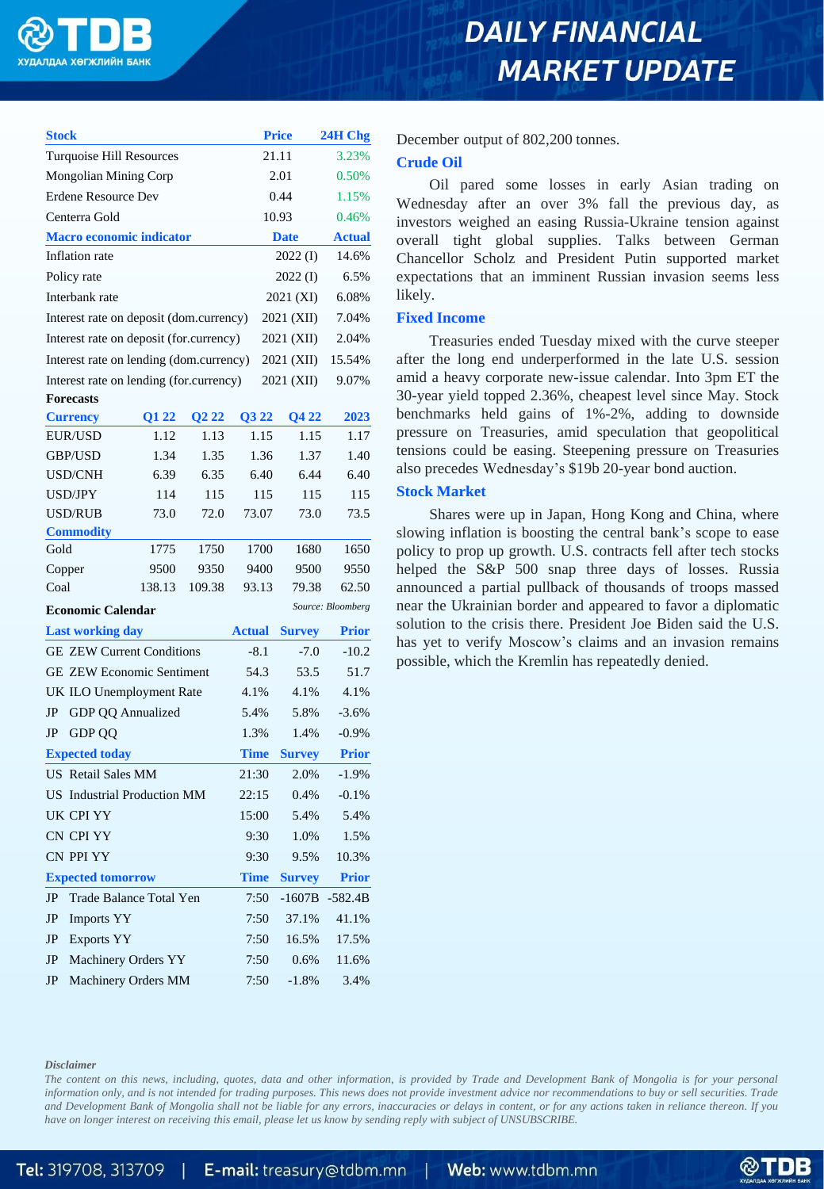# DAILY FINANCIAL MARKET UPDATE

| Stock | Price | 24H Chg |
|---|---|---|
| Turquoise Hill Resources | 21.11 | 3.23% |
| Mongolian Mining Corp | 2.01 | 0.50% |
| Erdene Resource Dev | 0.44 | 1.15% |
| Centerra Gold | 10.93 | 0.46% |

| Macro economic indicator | Date | Actual |
|---|---|---|
| Inflation rate | 2022 (I) | 14.6% |
| Policy rate | 2022 (I) | 6.5% |
| Interbank rate | 2021 (XI) | 6.08% |
| Interest rate on deposit (dom.currency) | 2021 (XII) | 7.04% |
| Interest rate on deposit (for.currency) | 2021 (XII) | 2.04% |
| Interest rate on lending (dom.currency) | 2021 (XII) | 15.54% |
| Interest rate on lending (for.currency) | 2021 (XII) | 9.07% |

**Forecasts**

| Currency | Q1 22 | Q2 22 | Q3 22 | Q4 22 | 2023 |
|---|---|---|---|---|---|
| EUR/USD | 1.12 | 1.13 | 1.15 | 1.15 | 1.17 |
| GBP/USD | 1.34 | 1.35 | 1.36 | 1.37 | 1.40 |
| USD/CNH | 6.39 | 6.35 | 6.40 | 6.44 | 6.40 |
| USD/JPY | 114 | 115 | 115 | 115 | 115 |
| USD/RUB | 73.0 | 72.0 | 73.07 | 73.0 | 73.5 |
| **Commodity** | | | | | |
| Gold | 1775 | 1750 | 1700 | 1680 | 1650 |
| Copper | 9500 | 9350 | 9400 | 9500 | 9550 |
| Coal | 138.13 | 109.38 | 93.13 | 79.38 | 62.50 |

*Source: Bloomberg*

**Economic Calendar**

| Last working day | Actual | Survey | Prior |
|---|---|---|---|
| GE ZEW Current Conditions | -8.1 | -7.0 | -10.2 |
| GE ZEW Economic Sentiment | 54.3 | 53.5 | 51.7 |
| UK ILO Unemployment Rate | 4.1% | 4.1% | 4.1% |
| JP GDP QQ Annualized | 5.4% | 5.8% | -3.6% |
| JP GDP QQ | 1.3% | 1.4% | -0.9% |

| Expected today | Time | Survey | Prior |
|---|---|---|---|
| US Retail Sales MM | 21:30 | 2.0% | -1.9% |
| US Industrial Production MM | 22:15 | 0.4% | -0.1% |
| UK CPI YY | 15:00 | 5.4% | 5.4% |
| CN CPI YY | 9:30 | 1.0% | 1.5% |
| CN PPI YY | 9:30 | 9.5% | 10.3% |

| Expected tomorrow | Time | Survey | Prior |
|---|---|---|---|
| JP Trade Balance Total Yen | 7:50 | -1607B | -582.4B |
| JP Imports YY | 7:50 | 37.1% | 41.1% |
| JP Exports YY | 7:50 | 16.5% | 17.5% |
| JP Machinery Orders YY | 7:50 | 0.6% | 11.6% |
| JP Machinery Orders MM | 7:50 | -1.8% | 3.4% |

December output of 802,200 tonnes.

## Crude Oil

Oil pared some losses in early Asian trading on Wednesday after an over 3% fall the previous day, as investors weighed an easing Russia-Ukraine tension against overall tight global supplies. Talks between German Chancellor Scholz and President Putin supported market expectations that an imminent Russian invasion seems less likely.

## Fixed Income

Treasuries ended Tuesday mixed with the curve steeper after the long end underperformed in the late U.S. session amid a heavy corporate new-issue calendar. Into 3pm ET the 30-year yield topped 2.36%, cheapest level since May. Stock benchmarks held gains of 1%-2%, adding to downside pressure on Treasuries, amid speculation that geopolitical tensions could be easing. Steepening pressure on Treasuries also precedes Wednesday's $19b 20-year bond auction.

## Stock Market

Shares were up in Japan, Hong Kong and China, where slowing inflation is boosting the central bank's scope to ease policy to prop up growth. U.S. contracts fell after tech stocks helped the S&P 500 snap three days of losses. Russia announced a partial pullback of thousands of troops massed near the Ukrainian border and appeared to favor a diplomatic solution to the crisis there. President Joe Biden said the U.S. has yet to verify Moscow's claims and an invasion remains possible, which the Kremlin has repeatedly denied.

***Disclaimer***

*The content on this news, including, quotes, data and other information, is provided by Trade and Development Bank of Mongolia is for your personal information only, and is not intended for trading purposes. This news does not provide investment advice nor recommendations to buy or sell securities. Trade and Development Bank of Mongolia shall not be liable for any errors, inaccuracies or delays in content, or for any actions taken in reliance thereon. If you have on longer interest on receiving this email, please let us know by sending reply with subject of UNSUBSCRIBE.*

**Tel:** 319708, 313709 | **E-mail:** treasury@tdbm.mn | **Web:** www.tdbm.mn